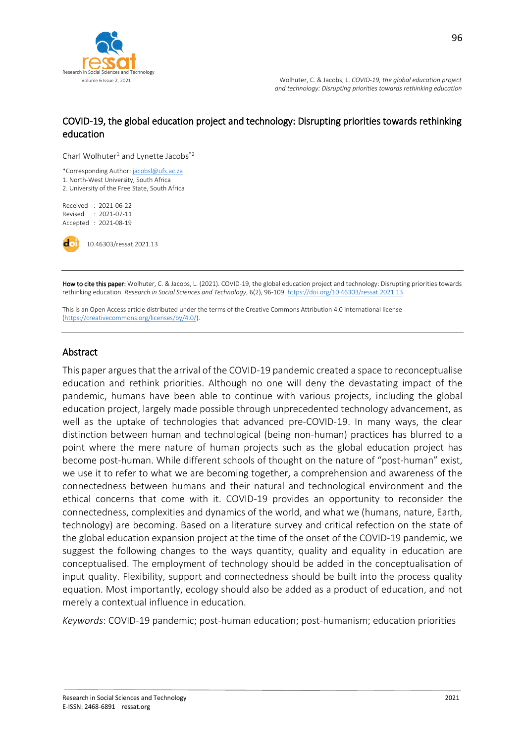# COVID-19, the global education project and technology: Disrupting priorities towards rethinking education

Charl Wolhuter[1] and Lynette Jacobs*[2]

*Corresponding Author: jacobsl@ufs.ac.za
1. North-West University, South Africa
2. University of the Free State, South Africa

Received : 2021-06-22
Revised : 2021-07-11
Accepted : 2021-08-19

10.46303/ressat.2021.13

**How to cite this paper:** Wolhuter, C. & Jacobs, L. (2021). COVID-19, the global education project and technology: Disrupting priorities towards rethinking education. *Research in Social Sciences and Technology*, 6(2), 96-109. https://doi.org/10.46303/ressat.2021.13

This is an Open Access article distributed under the terms of the Creative Commons Attribution 4.0 International license (https://creativecommons.org/licenses/by/4.0/).

## Abstract

This paper argues that the arrival of the COVID-19 pandemic created a space to reconceptualise education and rethink priorities. Although no one will deny the devastating impact of the pandemic, humans have been able to continue with various projects, including the global education project, largely made possible through unprecedented technology advancement, as well as the uptake of technologies that advanced pre-COVID-19. In many ways, the clear distinction between human and technological (being non-human) practices has blurred to a point where the mere nature of human projects such as the global education project has become post-human. While different schools of thought on the nature of "post-human" exist, we use it to refer to what we are becoming together, a comprehension and awareness of the connectedness between humans and their natural and technological environment and the ethical concerns that come with it. COVID-19 provides an opportunity to reconsider the connectedness, complexities and dynamics of the world, and what we (humans, nature, Earth, technology) are becoming. Based on a literature survey and critical refection on the state of the global education expansion project at the time of the onset of the COVID-19 pandemic, we suggest the following changes to the ways quantity, quality and equality in education are conceptualised. The employment of technology should be added in the conceptualisation of input quality. Flexibility, support and connectedness should be built into the process quality equation. Most importantly, ecology should also be added as a product of education, and not merely a contextual influence in education.

*Keywords*: COVID-19 pandemic; post-human education; post-humanism; education priorities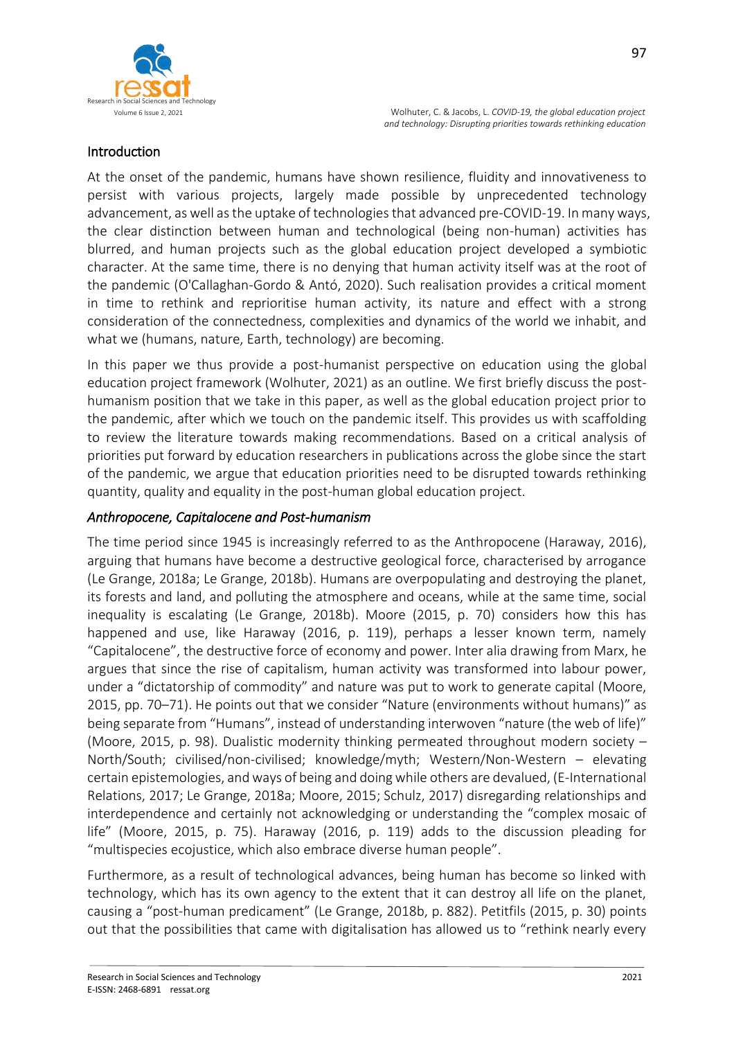## Introduction

At the onset of the pandemic, humans have shown resilience, fluidity and innovativeness to persist with various projects, largely made possible by unprecedented technology advancement, as well as the uptake of technologies that advanced pre-COVID-19. In many ways, the clear distinction between human and technological (being non-human) activities has blurred, and human projects such as the global education project developed a symbiotic character. At the same time, there is no denying that human activity itself was at the root of the pandemic (O'Callaghan-Gordo & Antó, 2020). Such realisation provides a critical moment in time to rethink and reprioritise human activity, its nature and effect with a strong consideration of the connectedness, complexities and dynamics of the world we inhabit, and what we (humans, nature, Earth, technology) are becoming.

In this paper we thus provide a post-humanist perspective on education using the global education project framework (Wolhuter, 2021) as an outline. We first briefly discuss the post-humanism position that we take in this paper, as well as the global education project prior to the pandemic, after which we touch on the pandemic itself. This provides us with scaffolding to review the literature towards making recommendations. Based on a critical analysis of priorities put forward by education researchers in publications across the globe since the start of the pandemic, we argue that education priorities need to be disrupted towards rethinking quantity, quality and equality in the post-human global education project.

### *Anthropocene, Capitalocene and Post-humanism*

The time period since 1945 is increasingly referred to as the Anthropocene (Haraway, 2016), arguing that humans have become a destructive geological force, characterised by arrogance (Le Grange, 2018a; Le Grange, 2018b). Humans are overpopulating and destroying the planet, its forests and land, and polluting the atmosphere and oceans, while at the same time, social inequality is escalating (Le Grange, 2018b). Moore (2015, p. 70) considers how this has happened and use, like Haraway (2016, p. 119), perhaps a lesser known term, namely "Capitalocene", the destructive force of economy and power. Inter alia drawing from Marx, he argues that since the rise of capitalism, human activity was transformed into labour power, under a "dictatorship of commodity" and nature was put to work to generate capital (Moore, 2015, pp. 70–71). He points out that we consider "Nature (environments without humans)" as being separate from "Humans", instead of understanding interwoven "nature (the web of life)" (Moore, 2015, p. 98). Dualistic modernity thinking permeated throughout modern society – North/South; civilised/non-civilised; knowledge/myth; Western/Non-Western – elevating certain epistemologies, and ways of being and doing while others are devalued, (E-International Relations, 2017; Le Grange, 2018a; Moore, 2015; Schulz, 2017) disregarding relationships and interdependence and certainly not acknowledging or understanding the "complex mosaic of life" (Moore, 2015, p. 75). Haraway (2016, p. 119) adds to the discussion pleading for "multispecies ecojustice, which also embrace diverse human people".

Furthermore, as a result of technological advances, being human has become so linked with technology, which has its own agency to the extent that it can destroy all life on the planet, causing a "post-human predicament" (Le Grange, 2018b, p. 882). Petitfils (2015, p. 30) points out that the possibilities that came with digitalisation has allowed us to "rethink nearly every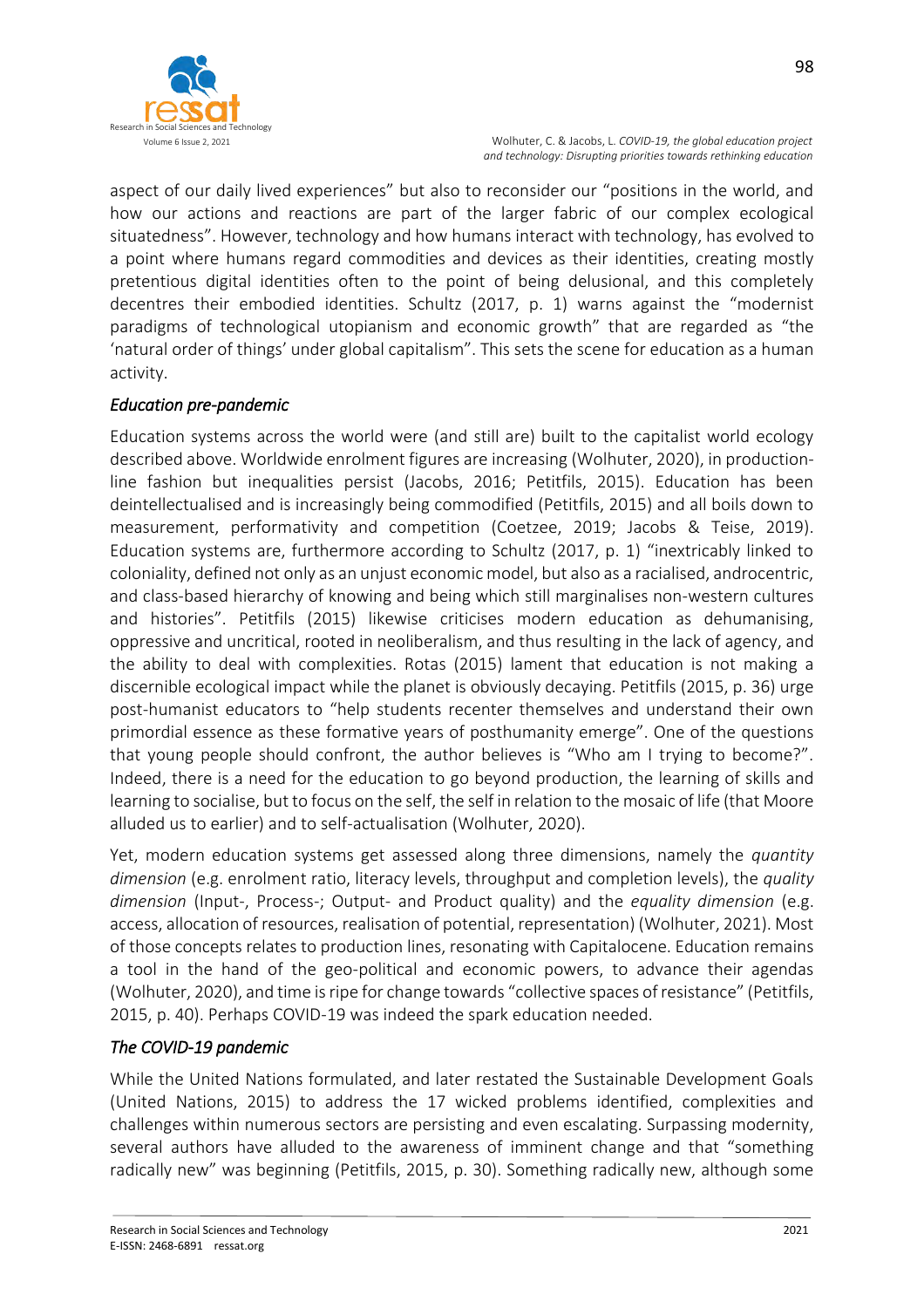aspect of our daily lived experiences" but also to reconsider our "positions in the world, and how our actions and reactions are part of the larger fabric of our complex ecological situatedness". However, technology and how humans interact with technology, has evolved to a point where humans regard commodities and devices as their identities, creating mostly pretentious digital identities often to the point of being delusional, and this completely decentres their embodied identities. Schultz (2017, p. 1) warns against the "modernist paradigms of technological utopianism and economic growth" that are regarded as "the 'natural order of things' under global capitalism". This sets the scene for education as a human activity.

### *Education pre-pandemic*

Education systems across the world were (and still are) built to the capitalist world ecology described above. Worldwide enrolment figures are increasing (Wolhuter, 2020), in production-line fashion but inequalities persist (Jacobs, 2016; Petitfils, 2015). Education has been deintellectualised and is increasingly being commodified (Petitfils, 2015) and all boils down to measurement, performativity and competition (Coetzee, 2019; Jacobs & Teise, 2019). Education systems are, furthermore according to Schultz (2017, p. 1) "inextricably linked to coloniality, defined not only as an unjust economic model, but also as a racialised, androcentric, and class-based hierarchy of knowing and being which still marginalises non-western cultures and histories". Petitfils (2015) likewise criticises modern education as dehumanising, oppressive and uncritical, rooted in neoliberalism, and thus resulting in the lack of agency, and the ability to deal with complexities. Rotas (2015) lament that education is not making a discernible ecological impact while the planet is obviously decaying. Petitfils (2015, p. 36) urge post-humanist educators to "help students recenter themselves and understand their own primordial essence as these formative years of posthumanity emerge". One of the questions that young people should confront, the author believes is "Who am I trying to become?". Indeed, there is a need for the education to go beyond production, the learning of skills and learning to socialise, but to focus on the self, the self in relation to the mosaic of life (that Moore alluded us to earlier) and to self-actualisation (Wolhuter, 2020).

Yet, modern education systems get assessed along three dimensions, namely the *quantity dimension* (e.g. enrolment ratio, literacy levels, throughput and completion levels), the *quality dimension* (Input-, Process-; Output- and Product quality) and the *equality dimension* (e.g. access, allocation of resources, realisation of potential, representation) (Wolhuter, 2021). Most of those concepts relates to production lines, resonating with Capitalocene. Education remains a tool in the hand of the geo-political and economic powers, to advance their agendas (Wolhuter, 2020), and time is ripe for change towards "collective spaces of resistance" (Petitfils, 2015, p. 40). Perhaps COVID-19 was indeed the spark education needed.

### *The COVID-19 pandemic*

While the United Nations formulated, and later restated the Sustainable Development Goals (United Nations, 2015) to address the 17 wicked problems identified, complexities and challenges within numerous sectors are persisting and even escalating. Surpassing modernity, several authors have alluded to the awareness of imminent change and that "something radically new" was beginning (Petitfils, 2015, p. 30). Something radically new, although some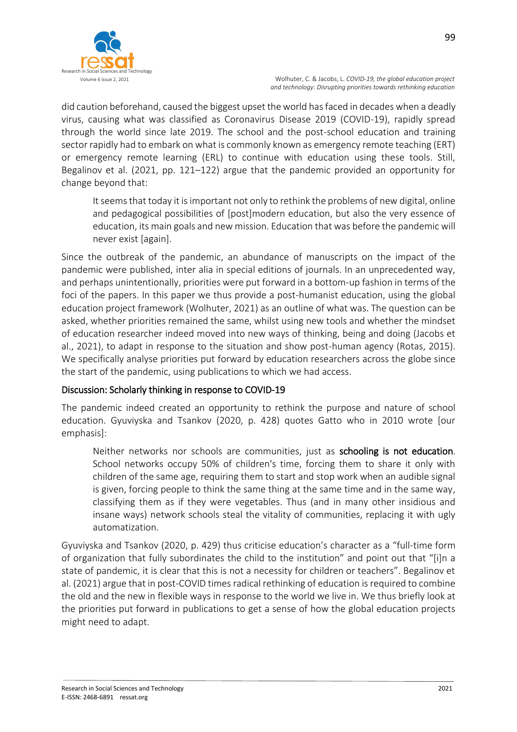did caution beforehand, caused the biggest upset the world has faced in decades when a deadly virus, causing what was classified as Coronavirus Disease 2019 (COVID-19), rapidly spread through the world since late 2019. The school and the post-school education and training sector rapidly had to embark on what is commonly known as emergency remote teaching (ERT) or emergency remote learning (ERL) to continue with education using these tools. Still, Begalinov et al. (2021, pp. 121–122) argue that the pandemic provided an opportunity for change beyond that:

> It seems that today it is important not only to rethink the problems of new digital, online and pedagogical possibilities of [post]modern education, but also the very essence of education, its main goals and new mission. Education that was before the pandemic will never exist [again].

Since the outbreak of the pandemic, an abundance of manuscripts on the impact of the pandemic were published, inter alia in special editions of journals. In an unprecedented way, and perhaps unintentionally, priorities were put forward in a bottom-up fashion in terms of the foci of the papers. In this paper we thus provide a post-humanist education, using the global education project framework (Wolhuter, 2021) as an outline of what was. The question can be asked, whether priorities remained the same, whilst using new tools and whether the mindset of education researcher indeed moved into new ways of thinking, being and doing (Jacobs et al., 2021), to adapt in response to the situation and show post-human agency (Rotas, 2015). We specifically analyse priorities put forward by education researchers across the globe since the start of the pandemic, using publications to which we had access.

## Discussion: Scholarly thinking in response to COVID-19

The pandemic indeed created an opportunity to rethink the purpose and nature of school education. Gyuviyska and Tsankov (2020, p. 428) quotes Gatto who in 2010 wrote [our emphasis]:

> Neither networks nor schools are communities, just as **schooling is not education**. School networks occupy 50% of children's time, forcing them to share it only with children of the same age, requiring them to start and stop work when an audible signal is given, forcing people to think the same thing at the same time and in the same way, classifying them as if they were vegetables. Thus (and in many other insidious and insane ways) network schools steal the vitality of communities, replacing it with ugly automatization.

Gyuviyska and Tsankov (2020, p. 429) thus criticise education's character as a "full-time form of organization that fully subordinates the child to the institution" and point out that "[i]n a state of pandemic, it is clear that this is not a necessity for children or teachers". Begalinov et al. (2021) argue that in post-COVID times radical rethinking of education is required to combine the old and the new in flexible ways in response to the world we live in. We thus briefly look at the priorities put forward in publications to get a sense of how the global education projects might need to adapt.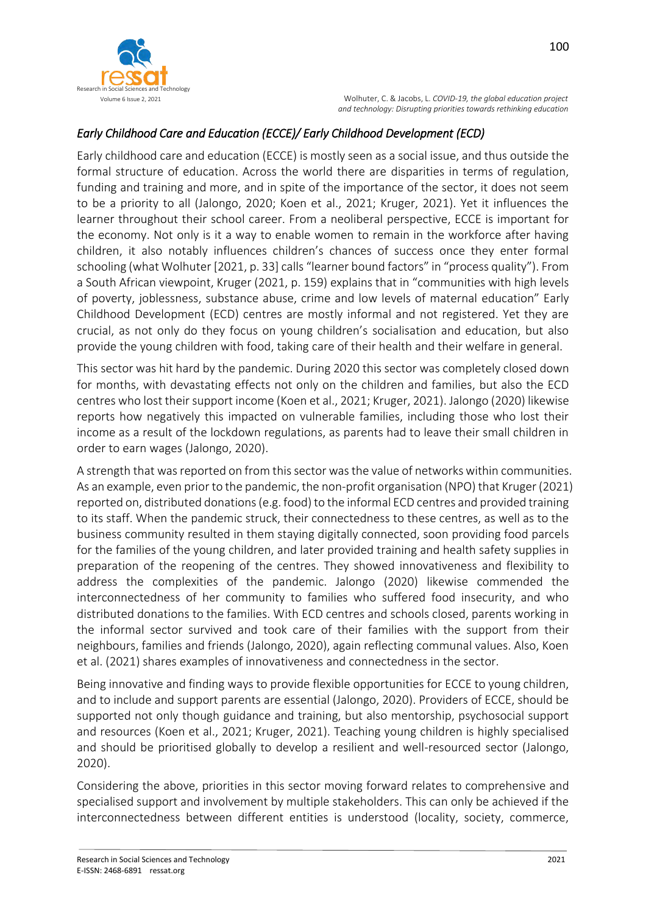### *Early Childhood Care and Education (ECCE)/ Early Childhood Development (ECD)*

Early childhood care and education (ECCE) is mostly seen as a social issue, and thus outside the formal structure of education. Across the world there are disparities in terms of regulation, funding and training and more, and in spite of the importance of the sector, it does not seem to be a priority to all (Jalongo, 2020; Koen et al., 2021; Kruger, 2021). Yet it influences the learner throughout their school career. From a neoliberal perspective, ECCE is important for the economy. Not only is it a way to enable women to remain in the workforce after having children, it also notably influences children's chances of success once they enter formal schooling (what Wolhuter [2021, p. 33] calls "learner bound factors" in "process quality"). From a South African viewpoint, Kruger (2021, p. 159) explains that in "communities with high levels of poverty, joblessness, substance abuse, crime and low levels of maternal education" Early Childhood Development (ECD) centres are mostly informal and not registered. Yet they are crucial, as not only do they focus on young children's socialisation and education, but also provide the young children with food, taking care of their health and their welfare in general.

This sector was hit hard by the pandemic. During 2020 this sector was completely closed down for months, with devastating effects not only on the children and families, but also the ECD centres who lost their support income (Koen et al., 2021; Kruger, 2021). Jalongo (2020) likewise reports how negatively this impacted on vulnerable families, including those who lost their income as a result of the lockdown regulations, as parents had to leave their small children in order to earn wages (Jalongo, 2020).

A strength that was reported on from this sector was the value of networks within communities. As an example, even prior to the pandemic, the non-profit organisation (NPO) that Kruger (2021) reported on, distributed donations (e.g. food) to the informal ECD centres and provided training to its staff. When the pandemic struck, their connectedness to these centres, as well as to the business community resulted in them staying digitally connected, soon providing food parcels for the families of the young children, and later provided training and health safety supplies in preparation of the reopening of the centres. They showed innovativeness and flexibility to address the complexities of the pandemic. Jalongo (2020) likewise commended the interconnectedness of her community to families who suffered food insecurity, and who distributed donations to the families. With ECD centres and schools closed, parents working in the informal sector survived and took care of their families with the support from their neighbours, families and friends (Jalongo, 2020), again reflecting communal values. Also, Koen et al. (2021) shares examples of innovativeness and connectedness in the sector.

Being innovative and finding ways to provide flexible opportunities for ECCE to young children, and to include and support parents are essential (Jalongo, 2020). Providers of ECCE, should be supported not only though guidance and training, but also mentorship, psychosocial support and resources (Koen et al., 2021; Kruger, 2021). Teaching young children is highly specialised and should be prioritised globally to develop a resilient and well-resourced sector (Jalongo, 2020).

Considering the above, priorities in this sector moving forward relates to comprehensive and specialised support and involvement by multiple stakeholders. This can only be achieved if the interconnectedness between different entities is understood (locality, society, commerce,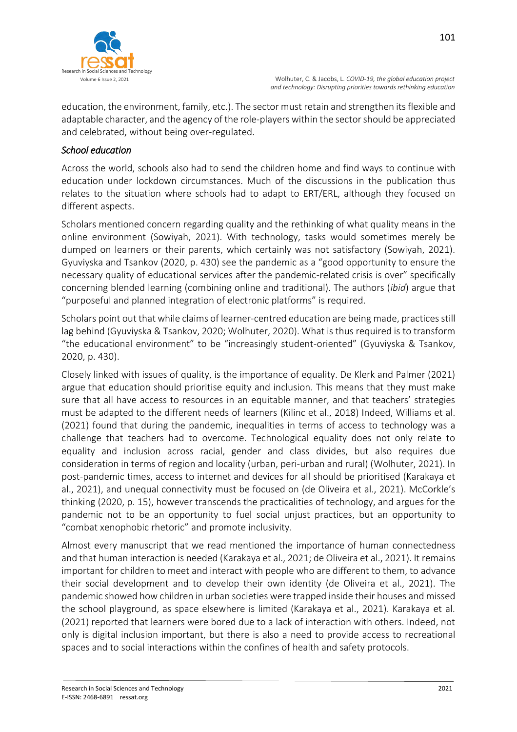education, the environment, family, etc.). The sector must retain and strengthen its flexible and adaptable character, and the agency of the role-players within the sector should be appreciated and celebrated, without being over-regulated.

### *School education*

Across the world, schools also had to send the children home and find ways to continue with education under lockdown circumstances. Much of the discussions in the publication thus relates to the situation where schools had to adapt to ERT/ERL, although they focused on different aspects.

Scholars mentioned concern regarding quality and the rethinking of what quality means in the online environment (Sowiyah, 2021). With technology, tasks would sometimes merely be dumped on learners or their parents, which certainly was not satisfactory (Sowiyah, 2021). Gyuviyska and Tsankov (2020, p. 430) see the pandemic as a "good opportunity to ensure the necessary quality of educational services after the pandemic-related crisis is over" specifically concerning blended learning (combining online and traditional). The authors (*ibid*) argue that "purposeful and planned integration of electronic platforms" is required.

Scholars point out that while claims of learner-centred education are being made, practices still lag behind (Gyuviyska & Tsankov, 2020; Wolhuter, 2020). What is thus required is to transform "the educational environment" to be "increasingly student-oriented" (Gyuviyska & Tsankov, 2020, p. 430).

Closely linked with issues of quality, is the importance of equality. De Klerk and Palmer (2021) argue that education should prioritise equity and inclusion. This means that they must make sure that all have access to resources in an equitable manner, and that teachers' strategies must be adapted to the different needs of learners (Kilinc et al., 2018) Indeed, Williams et al. (2021) found that during the pandemic, inequalities in terms of access to technology was a challenge that teachers had to overcome. Technological equality does not only relate to equality and inclusion across racial, gender and class divides, but also requires due consideration in terms of region and locality (urban, peri-urban and rural) (Wolhuter, 2021). In post-pandemic times, access to internet and devices for all should be prioritised (Karakaya et al., 2021), and unequal connectivity must be focused on (de Oliveira et al., 2021). McCorkle's thinking (2020, p. 15), however transcends the practicalities of technology, and argues for the pandemic not to be an opportunity to fuel social unjust practices, but an opportunity to "combat xenophobic rhetoric" and promote inclusivity.

Almost every manuscript that we read mentioned the importance of human connectedness and that human interaction is needed (Karakaya et al., 2021; de Oliveira et al., 2021). It remains important for children to meet and interact with people who are different to them, to advance their social development and to develop their own identity (de Oliveira et al., 2021). The pandemic showed how children in urban societies were trapped inside their houses and missed the school playground, as space elsewhere is limited (Karakaya et al., 2021). Karakaya et al. (2021) reported that learners were bored due to a lack of interaction with others. Indeed, not only is digital inclusion important, but there is also a need to provide access to recreational spaces and to social interactions within the confines of health and safety protocols.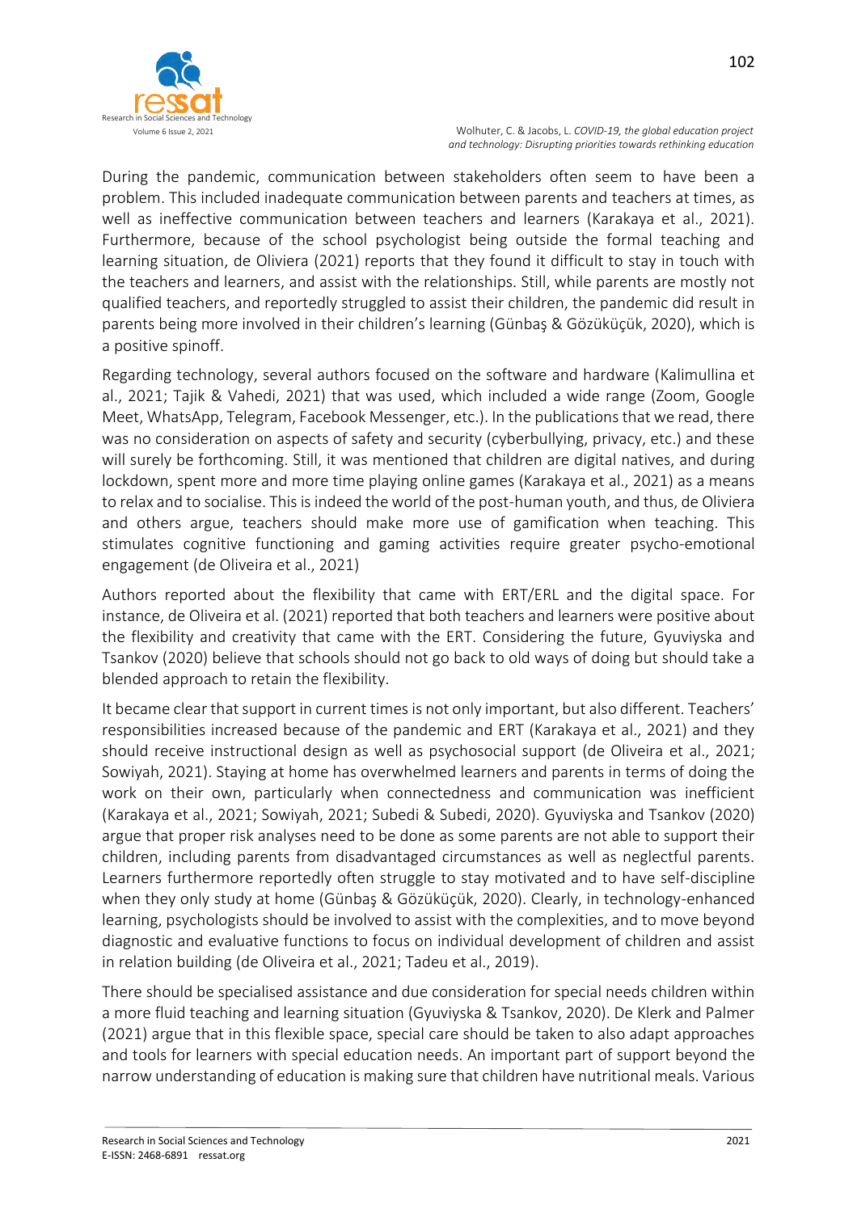During the pandemic, communication between stakeholders often seem to have been a problem. This included inadequate communication between parents and teachers at times, as well as ineffective communication between teachers and learners (Karakaya et al., 2021). Furthermore, because of the school psychologist being outside the formal teaching and learning situation, de Oliviera (2021) reports that they found it difficult to stay in touch with the teachers and learners, and assist with the relationships. Still, while parents are mostly not qualified teachers, and reportedly struggled to assist their children, the pandemic did result in parents being more involved in their children's learning (Günbaş & Gözüküçük, 2020), which is a positive spinoff.

Regarding technology, several authors focused on the software and hardware (Kalimullina et al., 2021; Tajik & Vahedi, 2021) that was used, which included a wide range (Zoom, Google Meet, WhatsApp, Telegram, Facebook Messenger, etc.). In the publications that we read, there was no consideration on aspects of safety and security (cyberbullying, privacy, etc.) and these will surely be forthcoming. Still, it was mentioned that children are digital natives, and during lockdown, spent more and more time playing online games (Karakaya et al., 2021) as a means to relax and to socialise. This is indeed the world of the post-human youth, and thus, de Oliviera and others argue, teachers should make more use of gamification when teaching. This stimulates cognitive functioning and gaming activities require greater psycho-emotional engagement (de Oliveira et al., 2021)

Authors reported about the flexibility that came with ERT/ERL and the digital space. For instance, de Oliveira et al. (2021) reported that both teachers and learners were positive about the flexibility and creativity that came with the ERT. Considering the future, Gyuviyska and Tsankov (2020) believe that schools should not go back to old ways of doing but should take a blended approach to retain the flexibility.

It became clear that support in current times is not only important, but also different. Teachers' responsibilities increased because of the pandemic and ERT (Karakaya et al., 2021) and they should receive instructional design as well as psychosocial support (de Oliveira et al., 2021; Sowiyah, 2021). Staying at home has overwhelmed learners and parents in terms of doing the work on their own, particularly when connectedness and communication was inefficient (Karakaya et al., 2021; Sowiyah, 2021; Subedi & Subedi, 2020). Gyuviyska and Tsankov (2020) argue that proper risk analyses need to be done as some parents are not able to support their children, including parents from disadvantaged circumstances as well as neglectful parents. Learners furthermore reportedly often struggle to stay motivated and to have self-discipline when they only study at home (Günbaş & Gözüküçük, 2020). Clearly, in technology-enhanced learning, psychologists should be involved to assist with the complexities, and to move beyond diagnostic and evaluative functions to focus on individual development of children and assist in relation building (de Oliveira et al., 2021; Tadeu et al., 2019).

There should be specialised assistance and due consideration for special needs children within a more fluid teaching and learning situation (Gyuviyska & Tsankov, 2020). De Klerk and Palmer (2021) argue that in this flexible space, special care should be taken to also adapt approaches and tools for learners with special education needs. An important part of support beyond the narrow understanding of education is making sure that children have nutritional meals. Various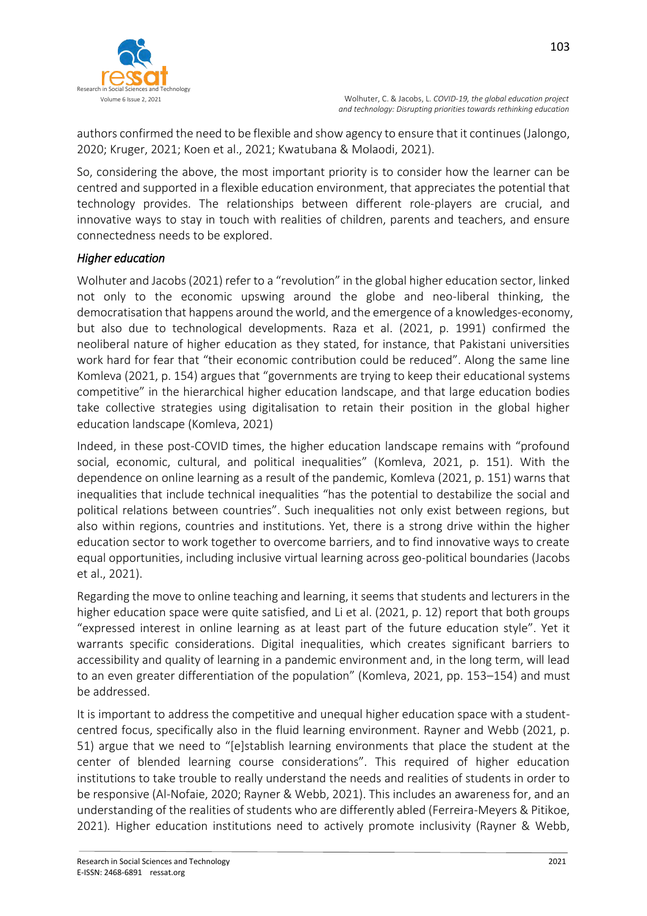authors confirmed the need to be flexible and show agency to ensure that it continues (Jalongo, 2020; Kruger, 2021; Koen et al., 2021; Kwatubana & Molaodi, 2021).

So, considering the above, the most important priority is to consider how the learner can be centred and supported in a flexible education environment, that appreciates the potential that technology provides. The relationships between different role-players are crucial, and innovative ways to stay in touch with realities of children, parents and teachers, and ensure connectedness needs to be explored.

### *Higher education*

Wolhuter and Jacobs (2021) refer to a "revolution" in the global higher education sector, linked not only to the economic upswing around the globe and neo-liberal thinking, the democratisation that happens around the world, and the emergence of a knowledges-economy, but also due to technological developments. Raza et al. (2021, p. 1991) confirmed the neoliberal nature of higher education as they stated, for instance, that Pakistani universities work hard for fear that "their economic contribution could be reduced". Along the same line Komleva (2021, p. 154) argues that "governments are trying to keep their educational systems competitive" in the hierarchical higher education landscape, and that large education bodies take collective strategies using digitalisation to retain their position in the global higher education landscape (Komleva, 2021)

Indeed, in these post-COVID times, the higher education landscape remains with "profound social, economic, cultural, and political inequalities" (Komleva, 2021, p. 151). With the dependence on online learning as a result of the pandemic, Komleva (2021, p. 151) warns that inequalities that include technical inequalities "has the potential to destabilize the social and political relations between countries". Such inequalities not only exist between regions, but also within regions, countries and institutions. Yet, there is a strong drive within the higher education sector to work together to overcome barriers, and to find innovative ways to create equal opportunities, including inclusive virtual learning across geo-political boundaries (Jacobs et al., 2021).

Regarding the move to online teaching and learning, it seems that students and lecturers in the higher education space were quite satisfied, and Li et al. (2021, p. 12) report that both groups "expressed interest in online learning as at least part of the future education style". Yet it warrants specific considerations. Digital inequalities, which creates significant barriers to accessibility and quality of learning in a pandemic environment and, in the long term, will lead to an even greater differentiation of the population" (Komleva, 2021, pp. 153–154) and must be addressed.

It is important to address the competitive and unequal higher education space with a student-centred focus, specifically also in the fluid learning environment. Rayner and Webb (2021, p. 51) argue that we need to "[e]stablish learning environments that place the student at the center of blended learning course considerations". This required of higher education institutions to take trouble to really understand the needs and realities of students in order to be responsive (Al-Nofaie, 2020; Rayner & Webb, 2021). This includes an awareness for, and an understanding of the realities of students who are differently abled (Ferreira-Meyers & Pitikoe, 2021). Higher education institutions need to actively promote inclusivity (Rayner & Webb,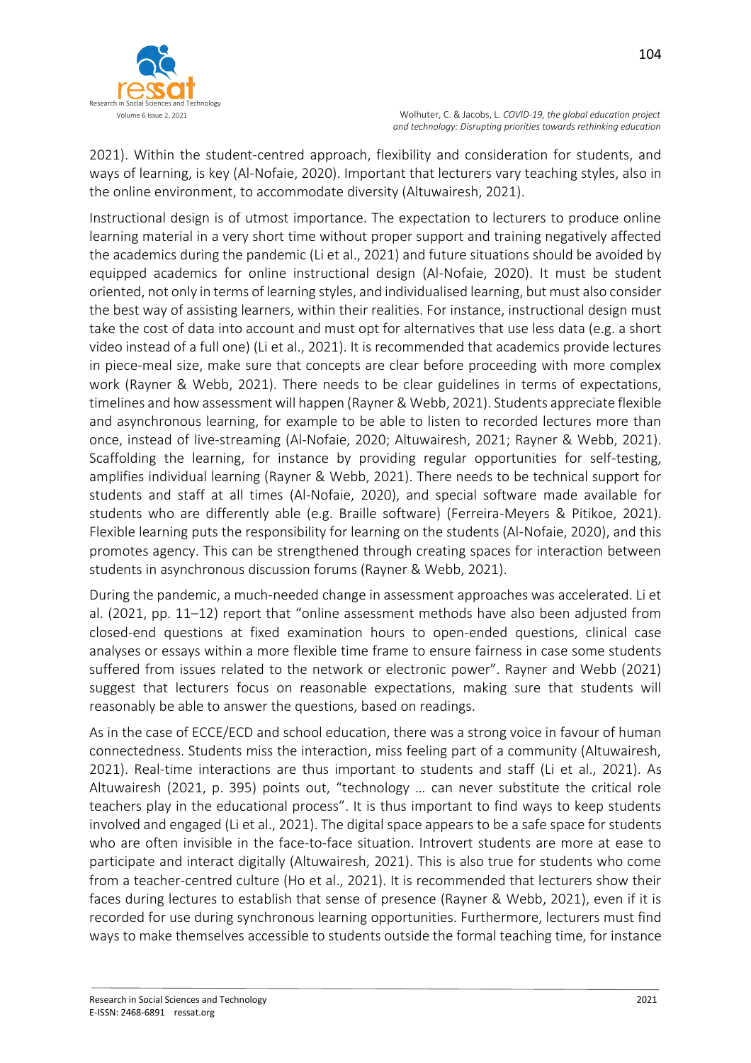2021). Within the student-centred approach, flexibility and consideration for students, and ways of learning, is key (Al-Nofaie, 2020). Important that lecturers vary teaching styles, also in the online environment, to accommodate diversity (Altuwairesh, 2021).

Instructional design is of utmost importance. The expectation to lecturers to produce online learning material in a very short time without proper support and training negatively affected the academics during the pandemic (Li et al., 2021) and future situations should be avoided by equipped academics for online instructional design (Al-Nofaie, 2020). It must be student oriented, not only in terms of learning styles, and individualised learning, but must also consider the best way of assisting learners, within their realities. For instance, instructional design must take the cost of data into account and must opt for alternatives that use less data (e.g. a short video instead of a full one) (Li et al., 2021). It is recommended that academics provide lectures in piece-meal size, make sure that concepts are clear before proceeding with more complex work (Rayner & Webb, 2021). There needs to be clear guidelines in terms of expectations, timelines and how assessment will happen (Rayner & Webb, 2021). Students appreciate flexible and asynchronous learning, for example to be able to listen to recorded lectures more than once, instead of live-streaming (Al-Nofaie, 2020; Altuwairesh, 2021; Rayner & Webb, 2021). Scaffolding the learning, for instance by providing regular opportunities for self-testing, amplifies individual learning (Rayner & Webb, 2021). There needs to be technical support for students and staff at all times (Al-Nofaie, 2020), and special software made available for students who are differently able (e.g. Braille software) (Ferreira-Meyers & Pitikoe, 2021). Flexible learning puts the responsibility for learning on the students (Al-Nofaie, 2020), and this promotes agency. This can be strengthened through creating spaces for interaction between students in asynchronous discussion forums (Rayner & Webb, 2021).

During the pandemic, a much-needed change in assessment approaches was accelerated. Li et al. (2021, pp. 11–12) report that "online assessment methods have also been adjusted from closed-end questions at fixed examination hours to open-ended questions, clinical case analyses or essays within a more flexible time frame to ensure fairness in case some students suffered from issues related to the network or electronic power". Rayner and Webb (2021) suggest that lecturers focus on reasonable expectations, making sure that students will reasonably be able to answer the questions, based on readings.

As in the case of ECCE/ECD and school education, there was a strong voice in favour of human connectedness. Students miss the interaction, miss feeling part of a community (Altuwairesh, 2021). Real-time interactions are thus important to students and staff (Li et al., 2021). As Altuwairesh (2021, p. 395) points out, "technology … can never substitute the critical role teachers play in the educational process". It is thus important to find ways to keep students involved and engaged (Li et al., 2021). The digital space appears to be a safe space for students who are often invisible in the face-to-face situation. Introvert students are more at ease to participate and interact digitally (Altuwairesh, 2021). This is also true for students who come from a teacher-centred culture (Ho et al., 2021). It is recommended that lecturers show their faces during lectures to establish that sense of presence (Rayner & Webb, 2021), even if it is recorded for use during synchronous learning opportunities. Furthermore, lecturers must find ways to make themselves accessible to students outside the formal teaching time, for instance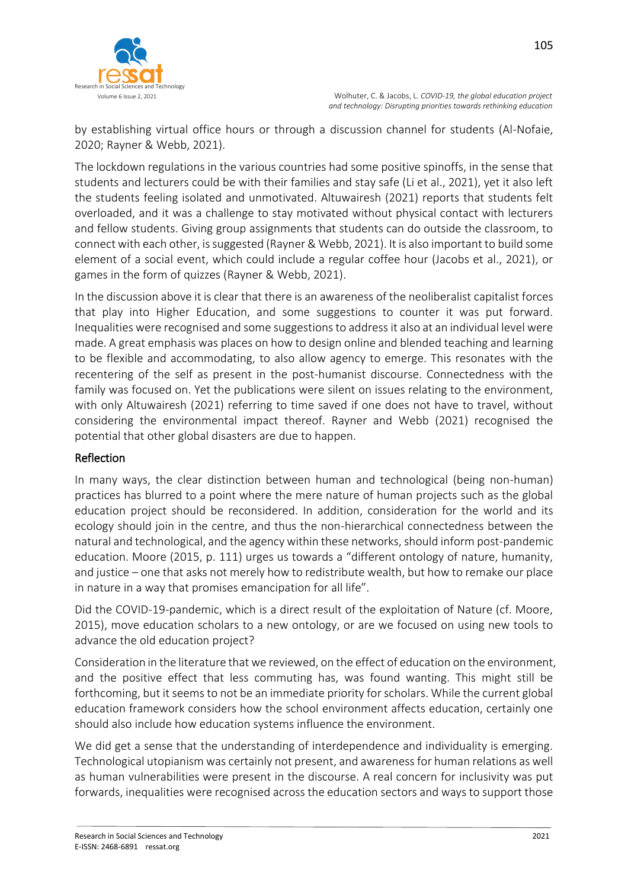by establishing virtual office hours or through a discussion channel for students (Al-Nofaie, 2020; Rayner & Webb, 2021).

The lockdown regulations in the various countries had some positive spinoffs, in the sense that students and lecturers could be with their families and stay safe (Li et al., 2021), yet it also left the students feeling isolated and unmotivated. Altuwairesh (2021) reports that students felt overloaded, and it was a challenge to stay motivated without physical contact with lecturers and fellow students. Giving group assignments that students can do outside the classroom, to connect with each other, is suggested (Rayner & Webb, 2021). It is also important to build some element of a social event, which could include a regular coffee hour (Jacobs et al., 2021), or games in the form of quizzes (Rayner & Webb, 2021).

In the discussion above it is clear that there is an awareness of the neoliberalist capitalist forces that play into Higher Education, and some suggestions to counter it was put forward. Inequalities were recognised and some suggestions to address it also at an individual level were made. A great emphasis was places on how to design online and blended teaching and learning to be flexible and accommodating, to also allow agency to emerge. This resonates with the recentering of the self as present in the post-humanist discourse. Connectedness with the family was focused on. Yet the publications were silent on issues relating to the environment, with only Altuwairesh (2021) referring to time saved if one does not have to travel, without considering the environmental impact thereof. Rayner and Webb (2021) recognised the potential that other global disasters are due to happen.

## Reflection

In many ways, the clear distinction between human and technological (being non-human) practices has blurred to a point where the mere nature of human projects such as the global education project should be reconsidered. In addition, consideration for the world and its ecology should join in the centre, and thus the non-hierarchical connectedness between the natural and technological, and the agency within these networks, should inform post-pandemic education. Moore (2015, p. 111) urges us towards a "different ontology of nature, humanity, and justice – one that asks not merely how to redistribute wealth, but how to remake our place in nature in a way that promises emancipation for all life".

Did the COVID-19-pandemic, which is a direct result of the exploitation of Nature (cf. Moore, 2015), move education scholars to a new ontology, or are we focused on using new tools to advance the old education project?

Consideration in the literature that we reviewed, on the effect of education on the environment, and the positive effect that less commuting has, was found wanting. This might still be forthcoming, but it seems to not be an immediate priority for scholars. While the current global education framework considers how the school environment affects education, certainly one should also include how education systems influence the environment.

We did get a sense that the understanding of interdependence and individuality is emerging. Technological utopianism was certainly not present, and awareness for human relations as well as human vulnerabilities were present in the discourse. A real concern for inclusivity was put forwards, inequalities were recognised across the education sectors and ways to support those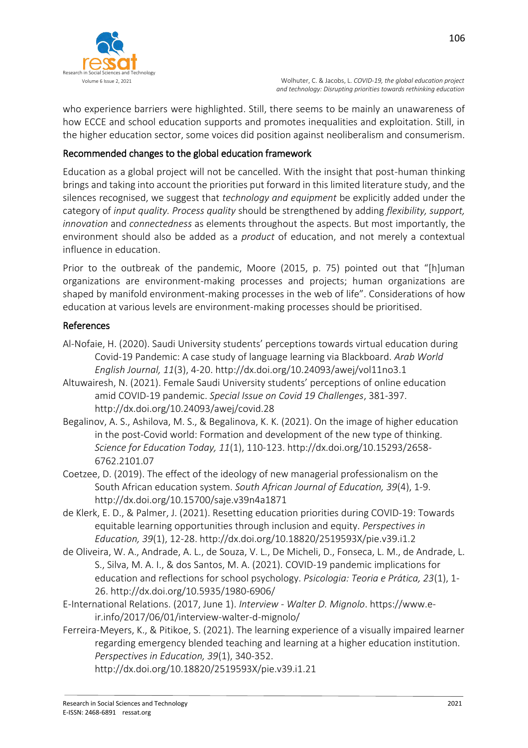who experience barriers were highlighted. Still, there seems to be mainly an unawareness of how ECCE and school education supports and promotes inequalities and exploitation. Still, in the higher education sector, some voices did position against neoliberalism and consumerism.

## Recommended changes to the global education framework

Education as a global project will not be cancelled. With the insight that post-human thinking brings and taking into account the priorities put forward in this limited literature study, and the silences recognised, we suggest that *technology and equipment* be explicitly added under the category of *input quality. Process quality* should be strengthened by adding *flexibility, support, innovation* and *connectedness* as elements throughout the aspects. But most importantly, the environment should also be added as a *product* of education, and not merely a contextual influence in education.

Prior to the outbreak of the pandemic, Moore (2015, p. 75) pointed out that "[h]uman organizations are environment-making processes and projects; human organizations are shaped by manifold environment-making processes in the web of life". Considerations of how education at various levels are environment-making processes should be prioritised.

## References

Al-Nofaie, H. (2020). Saudi University students' perceptions towards virtual education during Covid-19 Pandemic: A case study of language learning via Blackboard. *Arab World English Journal, 11*(3), 4-20. http://dx.doi.org/10.24093/awej/vol11no3.1

Altuwairesh, N. (2021). Female Saudi University students' perceptions of online education amid COVID-19 pandemic. *Special Issue on Covid 19 Challenges*, 381-397. http://dx.doi.org/10.24093/awej/covid.28

Begalinov, A. S., Ashilova, M. S., & Begalinova, K. K. (2021). On the image of higher education in the post-Covid world: Formation and development of the new type of thinking. *Science for Education Today, 11*(1), 110-123. http://dx.doi.org/10.15293/2658-6762.2101.07

Coetzee, D. (2019). The effect of the ideology of new managerial professionalism on the South African education system. *South African Journal of Education, 39*(4), 1-9. http://dx.doi.org/10.15700/saje.v39n4a1871

de Klerk, E. D., & Palmer, J. (2021). Resetting education priorities during COVID-19: Towards equitable learning opportunities through inclusion and equity. *Perspectives in Education, 39*(1), 12-28. http://dx.doi.org/10.18820/2519593X/pie.v39.i1.2

de Oliveira, W. A., Andrade, A. L., de Souza, V. L., De Micheli, D., Fonseca, L. M., de Andrade, L. S., Silva, M. A. I., & dos Santos, M. A. (2021). COVID-19 pandemic implications for education and reflections for school psychology. *Psicologia: Teoria e Prática, 23*(1), 1-26. http://dx.doi.org/10.5935/1980-6906/

E-International Relations. (2017, June 1). *Interview - Walter D. Mignolo*. https://www.e-ir.info/2017/06/01/interview-walter-d-mignolo/

Ferreira-Meyers, K., & Pitikoe, S. (2021). The learning experience of a visually impaired learner regarding emergency blended teaching and learning at a higher education institution. *Perspectives in Education, 39*(1), 340-352. http://dx.doi.org/10.18820/2519593X/pie.v39.i1.21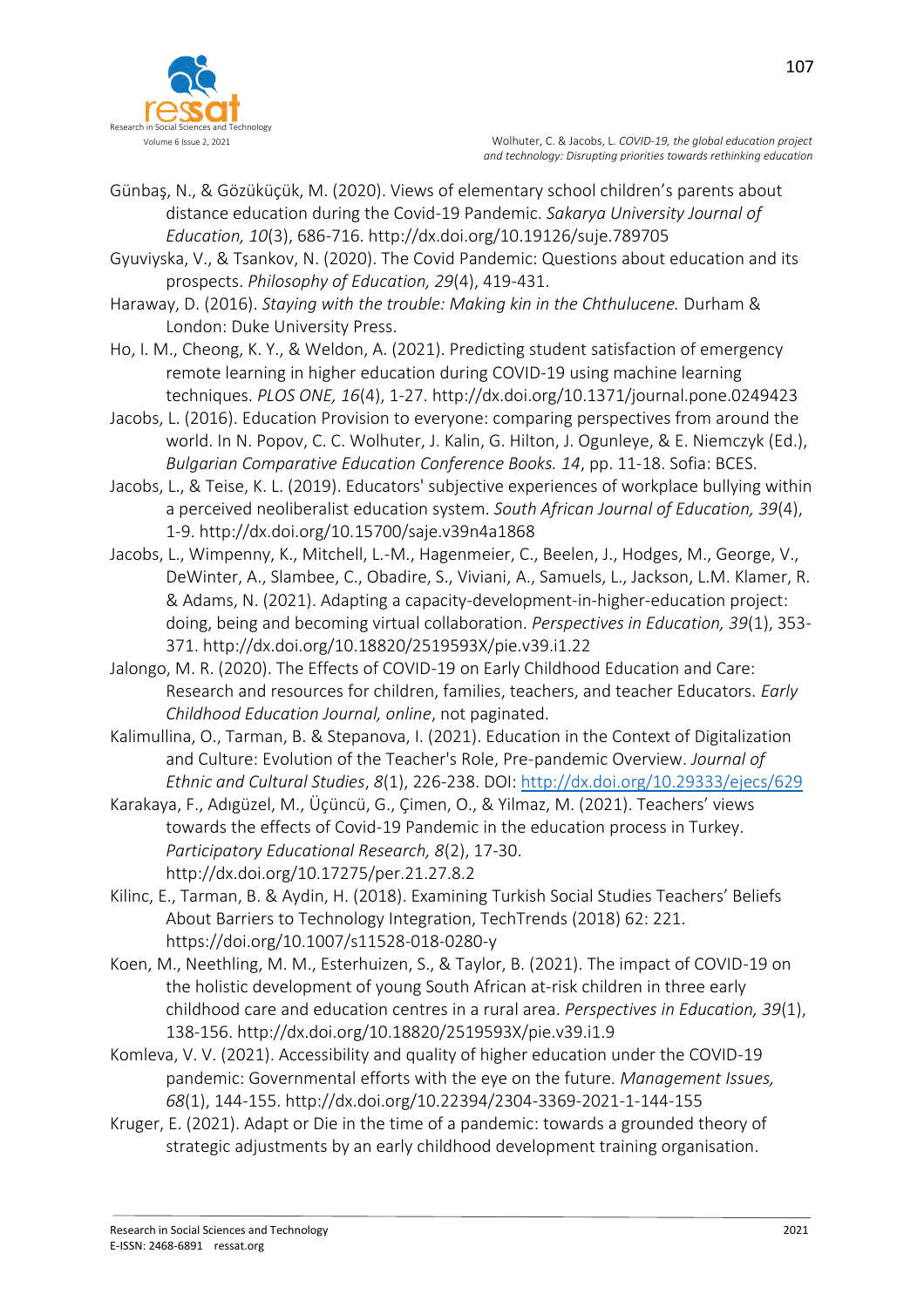Günbaş, N., & Gözüküçük, M. (2020). Views of elementary school children's parents about distance education during the Covid-19 Pandemic. *Sakarya University Journal of Education, 10*(3), 686-716. http://dx.doi.org/10.19126/suje.789705

Gyuviyska, V., & Tsankov, N. (2020). The Covid Pandemic: Questions about education and its prospects. *Philosophy of Education, 29*(4), 419-431.

Haraway, D. (2016). *Staying with the trouble: Making kin in the Chthulucene.* Durham & London: Duke University Press.

Ho, I. M., Cheong, K. Y., & Weldon, A. (2021). Predicting student satisfaction of emergency remote learning in higher education during COVID-19 using machine learning techniques. *PLOS ONE, 16*(4), 1-27. http://dx.doi.org/10.1371/journal.pone.0249423

Jacobs, L. (2016). Education Provision to everyone: comparing perspectives from around the world. In N. Popov, C. C. Wolhuter, J. Kalin, G. Hilton, J. Ogunleye, & E. Niemczyk (Ed.), *Bulgarian Comparative Education Conference Books. 14*, pp. 11-18. Sofia: BCES.

Jacobs, L., & Teise, K. L. (2019). Educators' subjective experiences of workplace bullying within a perceived neoliberalist education system. *South African Journal of Education, 39*(4), 1-9. http://dx.doi.org/10.15700/saje.v39n4a1868

Jacobs, L., Wimpenny, K., Mitchell, L.-M., Hagenmeier, C., Beelen, J., Hodges, M., George, V., DeWinter, A., Slambee, C., Obadire, S., Viviani, A., Samuels, L., Jackson, L.M. Klamer, R. & Adams, N. (2021). Adapting a capacity-development-in-higher-education project: doing, being and becoming virtual collaboration. *Perspectives in Education, 39*(1), 353-371. http://dx.doi.org/10.18820/2519593X/pie.v39.i1.22

Jalongo, M. R. (2020). The Effects of COVID-19 on Early Childhood Education and Care: Research and resources for children, families, teachers, and teacher Educators. *Early Childhood Education Journal, online*, not paginated.

Kalimullina, O., Tarman, B. & Stepanova, I. (2021). Education in the Context of Digitalization and Culture: Evolution of the Teacher's Role, Pre-pandemic Overview. *Journal of Ethnic and Cultural Studies*, *8*(1), 226-238. DOI: http://dx.doi.org/10.29333/ejecs/629

Karakaya, F., Adıgüzel, M., Üçüncü, G., Çimen, O., & Yilmaz, M. (2021). Teachers' views towards the effects of Covid-19 Pandemic in the education process in Turkey. *Participatory Educational Research, 8*(2), 17-30. http://dx.doi.org/10.17275/per.21.27.8.2

Kilinc, E., Tarman, B. & Aydin, H. (2018). Examining Turkish Social Studies Teachers' Beliefs About Barriers to Technology Integration, TechTrends (2018) 62: 221. https://doi.org/10.1007/s11528-018-0280-y

Koen, M., Neethling, M. M., Esterhuizen, S., & Taylor, B. (2021). The impact of COVID-19 on the holistic development of young South African at-risk children in three early childhood care and education centres in a rural area. *Perspectives in Education, 39*(1), 138-156. http://dx.doi.org/10.18820/2519593X/pie.v39.i1.9

Komleva, V. V. (2021). Accessibility and quality of higher education under the COVID-19 pandemic: Governmental efforts with the eye on the future. *Management Issues, 68*(1), 144-155. http://dx.doi.org/10.22394/2304-3369-2021-1-144-155

Kruger, E. (2021). Adapt or Die in the time of a pandemic: towards a grounded theory of strategic adjustments by an early childhood development training organisation.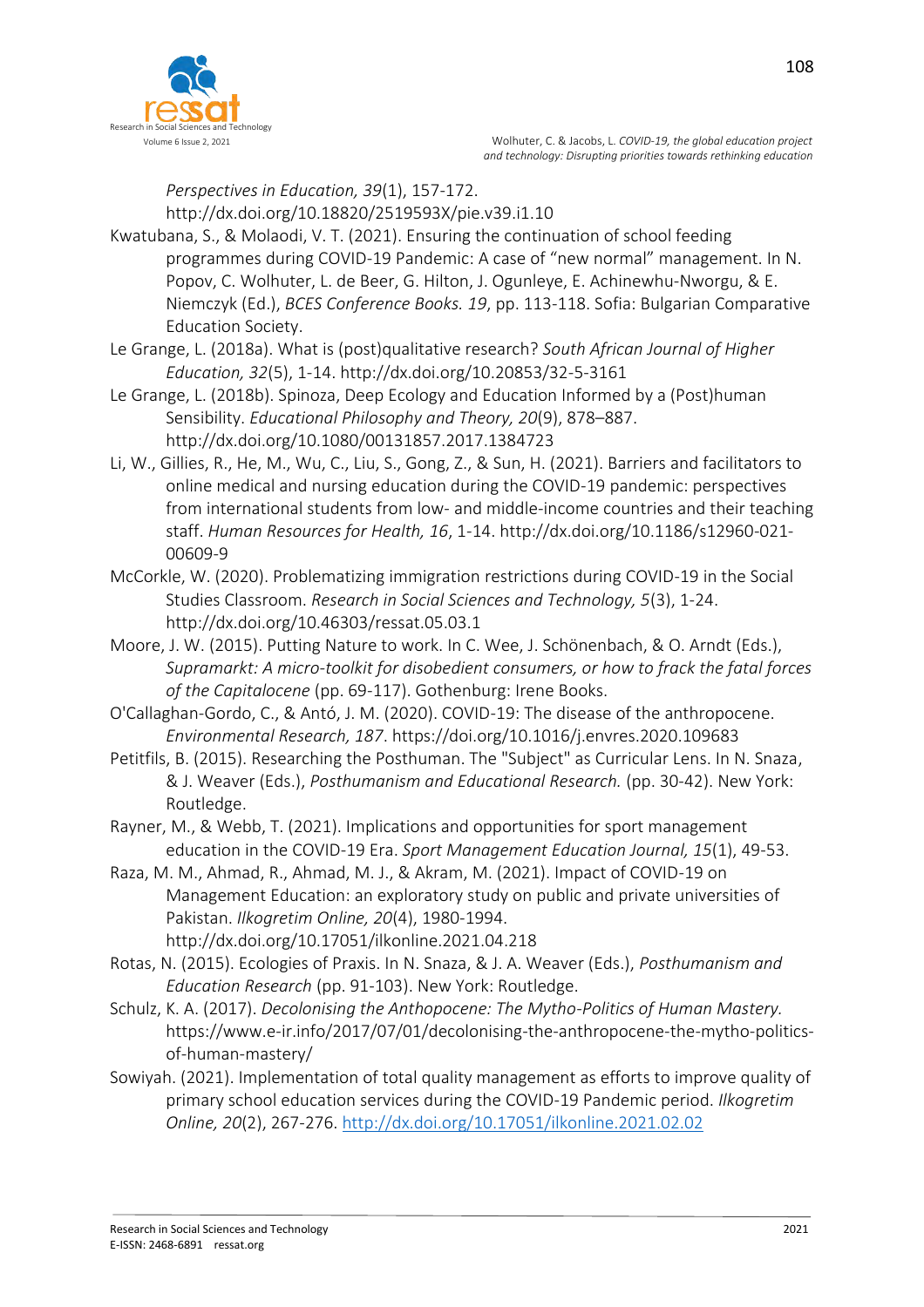*Perspectives in Education, 39*(1), 157-172. http://dx.doi.org/10.18820/2519593X/pie.v39.i1.10

Kwatubana, S., & Molaodi, V. T. (2021). Ensuring the continuation of school feeding programmes during COVID-19 Pandemic: A case of "new normal" management. In N. Popov, C. Wolhuter, L. de Beer, G. Hilton, J. Ogunleye, E. Achinewhu-Nworgu, & E. Niemczyk (Ed.), *BCES Conference Books. 19*, pp. 113-118. Sofia: Bulgarian Comparative Education Society.

Le Grange, L. (2018a). What is (post)qualitative research? *South African Journal of Higher Education, 32*(5), 1-14. http://dx.doi.org/10.20853/32-5-3161

Le Grange, L. (2018b). Spinoza, Deep Ecology and Education Informed by a (Post)human Sensibility. *Educational Philosophy and Theory, 20*(9), 878–887. http://dx.doi.org/10.1080/00131857.2017.1384723

Li, W., Gillies, R., He, M., Wu, C., Liu, S., Gong, Z., & Sun, H. (2021). Barriers and facilitators to online medical and nursing education during the COVID-19 pandemic: perspectives from international students from low- and middle-income countries and their teaching staff. *Human Resources for Health, 16*, 1-14. http://dx.doi.org/10.1186/s12960-021-00609-9

McCorkle, W. (2020). Problematizing immigration restrictions during COVID-19 in the Social Studies Classroom. *Research in Social Sciences and Technology, 5*(3), 1-24. http://dx.doi.org/10.46303/ressat.05.03.1

Moore, J. W. (2015). Putting Nature to work. In C. Wee, J. Schönenbach, & O. Arndt (Eds.), *Supramarkt: A micro-toolkit for disobedient consumers, or how to frack the fatal forces of the Capitalocene* (pp. 69-117). Gothenburg: Irene Books.

O'Callaghan-Gordo, C., & Antó, J. M. (2020). COVID-19: The disease of the anthropocene. *Environmental Research, 187*. https://doi.org/10.1016/j.envres.2020.109683

Petitfils, B. (2015). Researching the Posthuman. The "Subject" as Curricular Lens. In N. Snaza, & J. Weaver (Eds.), *Posthumanism and Educational Research.* (pp. 30-42). New York: Routledge.

Rayner, M., & Webb, T. (2021). Implications and opportunities for sport management education in the COVID-19 Era. *Sport Management Education Journal, 15*(1), 49-53.

Raza, M. M., Ahmad, R., Ahmad, M. J., & Akram, M. (2021). Impact of COVID-19 on Management Education: an exploratory study on public and private universities of Pakistan. *Ilkogretim Online, 20*(4), 1980-1994. http://dx.doi.org/10.17051/ilkonline.2021.04.218

Rotas, N. (2015). Ecologies of Praxis. In N. Snaza, & J. A. Weaver (Eds.), *Posthumanism and Education Research* (pp. 91-103). New York: Routledge.

Schulz, K. A. (2017). *Decolonising the Anthopocene: The Mytho-Politics of Human Mastery.* https://www.e-ir.info/2017/07/01/decolonising-the-anthropocene-the-mytho-politics-of-human-mastery/

Sowiyah. (2021). Implementation of total quality management as efforts to improve quality of primary school education services during the COVID-19 Pandemic period. *Ilkogretim Online, 20*(2), 267-276. http://dx.doi.org/10.17051/ilkonline.2021.02.02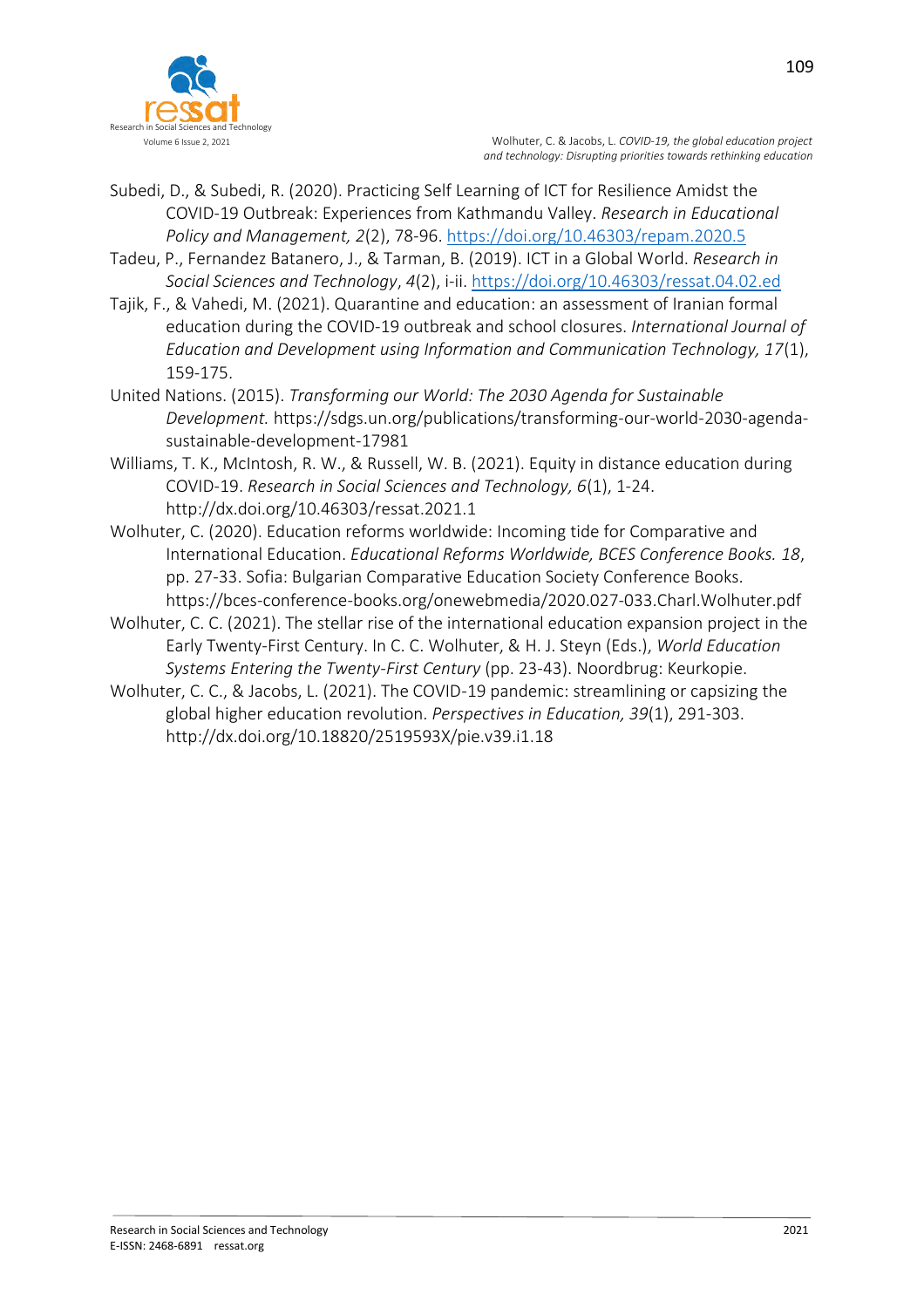Subedi, D., & Subedi, R. (2020). Practicing Self Learning of ICT for Resilience Amidst the COVID-19 Outbreak: Experiences from Kathmandu Valley. *Research in Educational Policy and Management, 2*(2), 78-96. https://doi.org/10.46303/repam.2020.5

Tadeu, P., Fernandez Batanero, J., & Tarman, B. (2019). ICT in a Global World. *Research in Social Sciences and Technology*, *4*(2), i-ii. https://doi.org/10.46303/ressat.04.02.ed

Tajik, F., & Vahedi, M. (2021). Quarantine and education: an assessment of Iranian formal education during the COVID-19 outbreak and school closures. *International Journal of Education and Development using Information and Communication Technology, 17*(1), 159-175.

United Nations. (2015). *Transforming our World: The 2030 Agenda for Sustainable Development.* https://sdgs.un.org/publications/transforming-our-world-2030-agenda-sustainable-development-17981

Williams, T. K., McIntosh, R. W., & Russell, W. B. (2021). Equity in distance education during COVID-19. *Research in Social Sciences and Technology, 6*(1), 1-24. http://dx.doi.org/10.46303/ressat.2021.1

Wolhuter, C. (2020). Education reforms worldwide: Incoming tide for Comparative and International Education. *Educational Reforms Worldwide, BCES Conference Books. 18*, pp. 27-33. Sofia: Bulgarian Comparative Education Society Conference Books. https://bces-conference-books.org/onewebmedia/2020.027-033.Charl.Wolhuter.pdf

Wolhuter, C. C. (2021). The stellar rise of the international education expansion project in the Early Twenty-First Century. In C. C. Wolhuter, & H. J. Steyn (Eds.), *World Education Systems Entering the Twenty-First Century* (pp. 23-43). Noordbrug: Keurkopie.

Wolhuter, C. C., & Jacobs, L. (2021). The COVID-19 pandemic: streamlining or capsizing the global higher education revolution. *Perspectives in Education, 39*(1), 291-303. http://dx.doi.org/10.18820/2519593X/pie.v39.i1.18